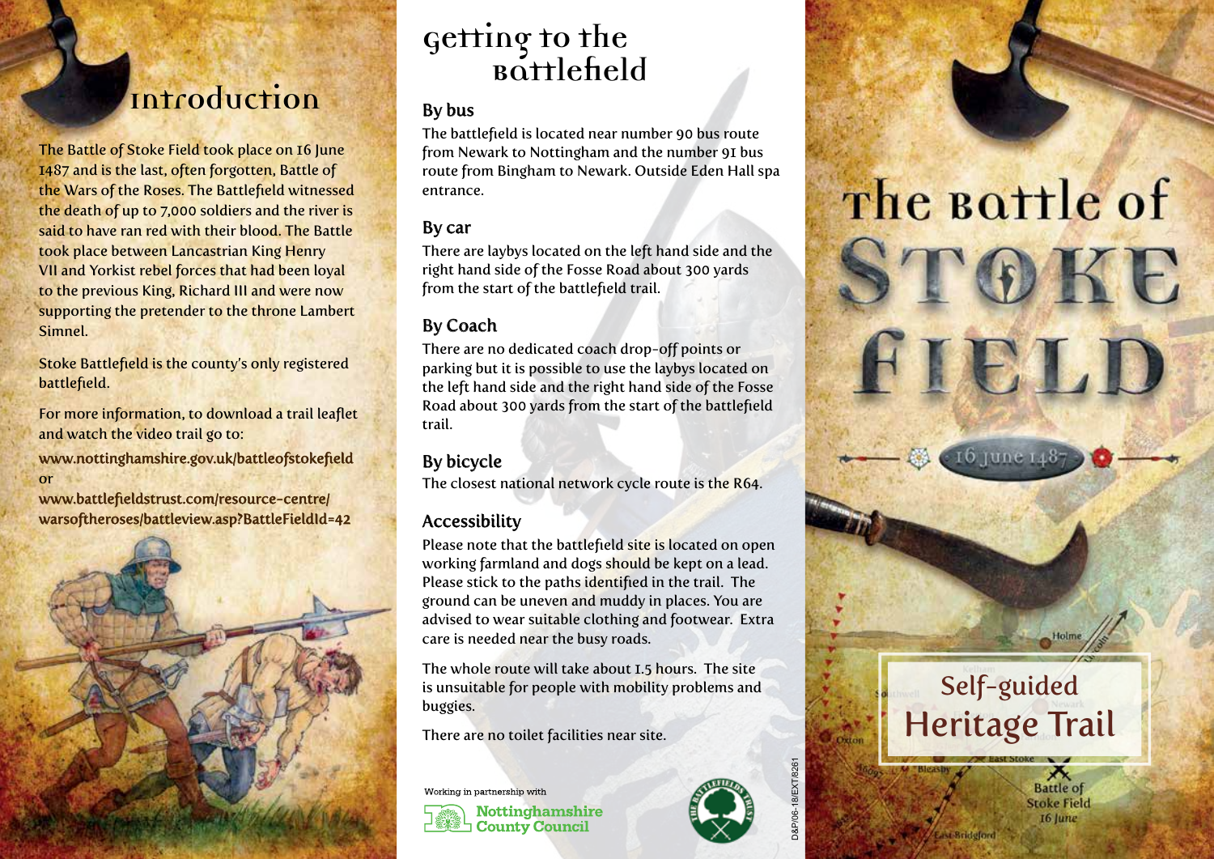## Introduction

The Battle of Stoke Field took place on 16 June 1487 and is the last, often forgotten, Battle of the Wars of the Roses. The Battlefield witnessed the death of up to 7,000 soldiers and the river is said to have ran red with their blood. The Battle took place between Lancastrian King Henry VII and Yorkist rebel forces that had been loyal to the previous King, Richard III and were now supporting the pretender to the throne Lambert Simnel.

Stoke Battlefield is the county's only registered battlefield.

For more information, to download a trail leaflet and watch the video trail go to:

**www.nottinghamshire.gov.uk/battleofstokefield** or

**www.battlefieldstrust.com/resource-centre/warsoftheroses/battleview.asp?BattleFieldId=42**

## Getting to the Battlefield

### By bus

The battlefield is located near number 90 bus route from Newark to Nottingham and the number 91 bus route from Bingham to Newark. Outside Eden Hall spa entrance.

### By car

There are laybys located on the left hand side and the right hand side of the Fosse Road about 300 yards from the start of the battlefield trail.

### By Coach

There are no dedicated coach drop-off points or parking but it is possible to use the laybys located on the left hand side and the right hand side of the Fosse Road about 300 yards from the start of the battlefield trail.

### By bicycle

The closest national network cycle route is the R64.

### Accessibility

Please note that the battlefield site is located on open working farmland and dogs should be kept on a lead. Please stick to the paths identified in the trail. The ground can be uneven and muddy in places. You are advised to wear suitable clothing and footwear. Extra care is needed near the busy roads.

The whole route will take about 1.5 hours. The site is unsuitable for people with mobility problems and buggies.

There are no toilet facilities near site.

Working in partnership with

Nottinghamshire County Council

The Battlefields Trust

D&P/06-18/EXT/8261

# The Battle of STOKE FIELD

16 June 1487

## Self-guided Heritage Trail

Battle of Stoke Field 16 June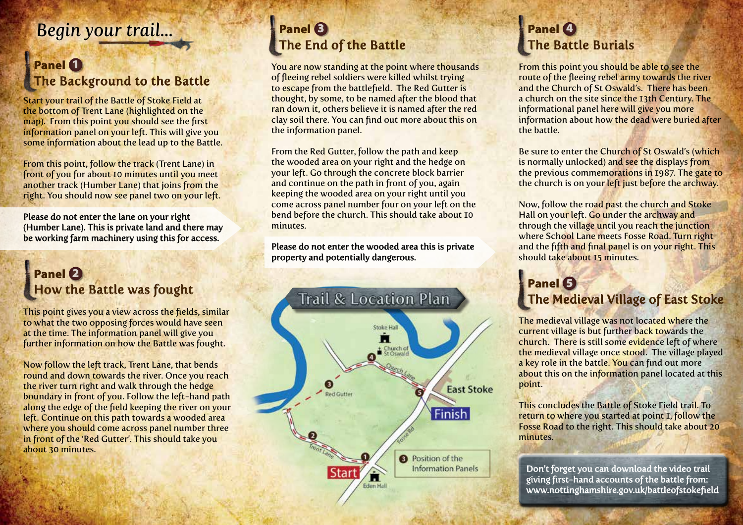# *Begin your trail...*

## Panel 1
## The Background to the Battle

Start your trail of the Battle of Stoke Field at the bottom of Trent Lane (highlighted on the map). From this point you should see the first information panel on your left. This will give you some information about the lead up to the Battle.

From this point, follow the track (Trent Lane) in front of you for about 10 minutes until you meet another track (Humber Lane) that joins from the right. You should now see panel two on your left.

**Please do not enter the lane on your right (Humber Lane). This is private land and there may be working farm machinery using this for access.**

## Panel 2
## How the Battle was fought

This point gives you a view across the fields, similar to what the two opposing forces would have seen at the time. The information panel will give you further information on how the Battle was fought.

Now follow the left track, Trent Lane, that bends round and down towards the river. Once you reach the river turn right and walk through the hedge boundary in front of you. Follow the left-hand path along the edge of the field keeping the river on your left. Continue on this path towards a wooded area where you should come across panel number three in front of the 'Red Gutter'. This should take you about 30 minutes.

## Panel 3
## The End of the Battle

You are now standing at the point where thousands of fleeing rebel soldiers were killed whilst trying to escape from the battlefield. The Red Gutter is thought, by some, to be named after the blood that ran down it, others believe it is named after the red clay soil there. You can find out more about this on the information panel.

From the Red Gutter, follow the path and keep the wooded area on your right and the hedge on your left. Go through the concrete block barrier and continue on the path in front of you, again keeping the wooded area on your right until you come across panel number four on your left on the bend before the church. This should take about 10 minutes.

**Please do not enter the wooded area this is private property and potentially dangerous.**

## Trail & Location Plan

Stoke Hall

Church of St Oswald

Church Lane

Red Gutter

East Stoke

Finish

Fosse Rd

Trent Lane

Start

Eden Hall

Position of the Information Panels

## Panel 4
## The Battle Burials

From this point you should be able to see the route of the fleeing rebel army towards the river and the Church of St Oswald's. There has been a church on the site since the 13th Century. The informational panel here will give you more information about how the dead were buried after the battle.

Be sure to enter the Church of St Oswald's (which is normally unlocked) and see the displays from the previous commemorations in 1987. The gate to the church is on your left just before the archway.

Now, follow the road past the church and Stoke Hall on your left. Go under the archway and through the village until you reach the junction where School Lane meets Fosse Road. Turn right and the fifth and final panel is on your right. This should take about 15 minutes.

## Panel 5
## The Medieval Village of East Stoke

The medieval village was not located where the current village is but further back towards the church. There is still some evidence left of where the medieval village once stood. The village played a key role in the battle. You can find out more about this on the information panel located at this point.

This concludes the Battle of Stoke Field trail. To return to where you started at point 1, follow the Fosse Road to the right. This should take about 20 minutes.

**Don't forget you can download the video trail giving first-hand accounts of the battle from: www.nottinghamshire.gov.uk/battleofstokefield**